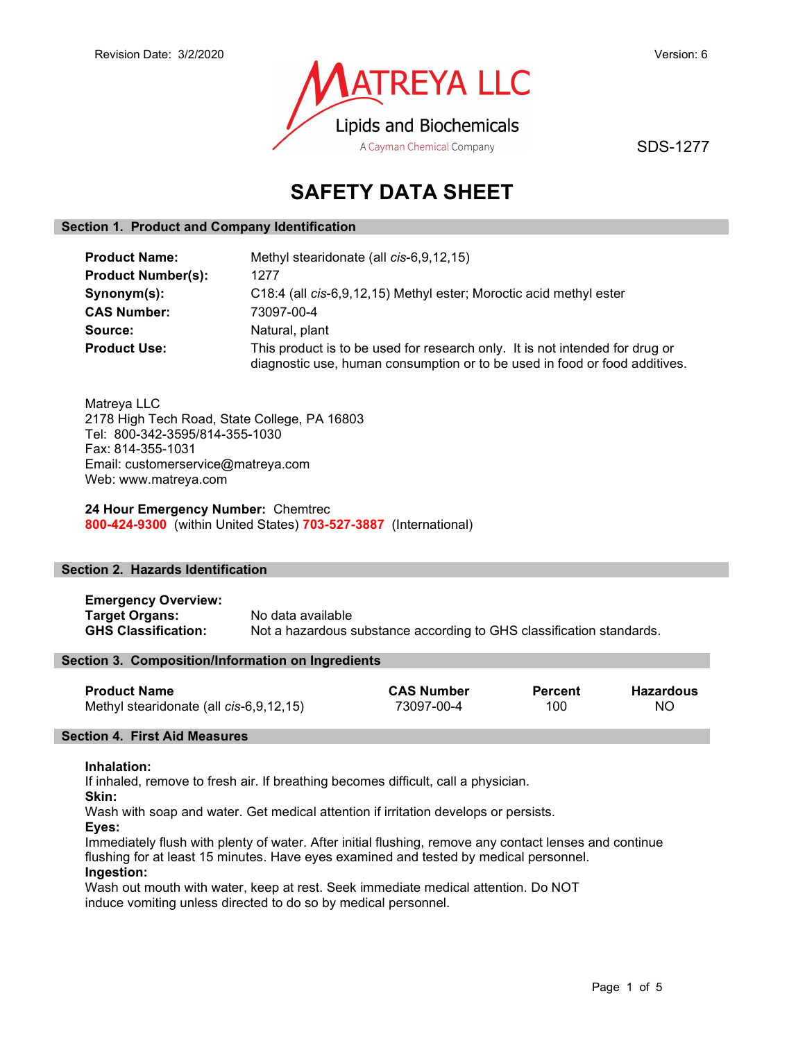Revision Date: 3/2/2020

Version: 6

MATREYA LLC
Lipids and Biochemicals
A Cayman Chemical Company

SDS-1277

# SAFETY DATA SHEET

## Section 1. Product and Company Identification

**Product Name:** Methyl stearidonate (all *cis*-6,9,12,15)

**Product Number(s):** 1277

**Synonym(s):** C18:4 (all *cis*-6,9,12,15) Methyl ester; Moroctic acid methyl ester

**CAS Number:** 73097-00-4

**Source:** Natural, plant

**Product Use:** This product is to be used for research only. It is not intended for drug or diagnostic use, human consumption or to be used in food or food additives.

Matreya LLC
2178 High Tech Road, State College, PA 16803
Tel: 800-342-3595/814-355-1030
Fax: 814-355-1031
Email: customerservice@matreya.com
Web: www.matreya.com

**24 Hour Emergency Number:** Chemtrec
**800-424-9300** (within United States) **703-527-3887** (International)

## Section 2. Hazards Identification

**Emergency Overview:**

**Target Organs:** No data available

**GHS Classification:** Not a hazardous substance according to GHS classification standards.

## Section 3. Composition/Information on Ingredients

| Product Name | CAS Number | Percent | Hazardous |
|---|---|---|---|
| Methyl stearidonate (all *cis*-6,9,12,15) | 73097-00-4 | 100 | NO |

## Section 4. First Aid Measures

**Inhalation:**
If inhaled, remove to fresh air. If breathing becomes difficult, call a physician.

**Skin:**
Wash with soap and water. Get medical attention if irritation develops or persists.

**Eyes:**
Immediately flush with plenty of water. After initial flushing, remove any contact lenses and continue flushing for at least 15 minutes. Have eyes examined and tested by medical personnel.

**Ingestion:**
Wash out mouth with water, keep at rest. Seek immediate medical attention. Do NOT induce vomiting unless directed to do so by medical personnel.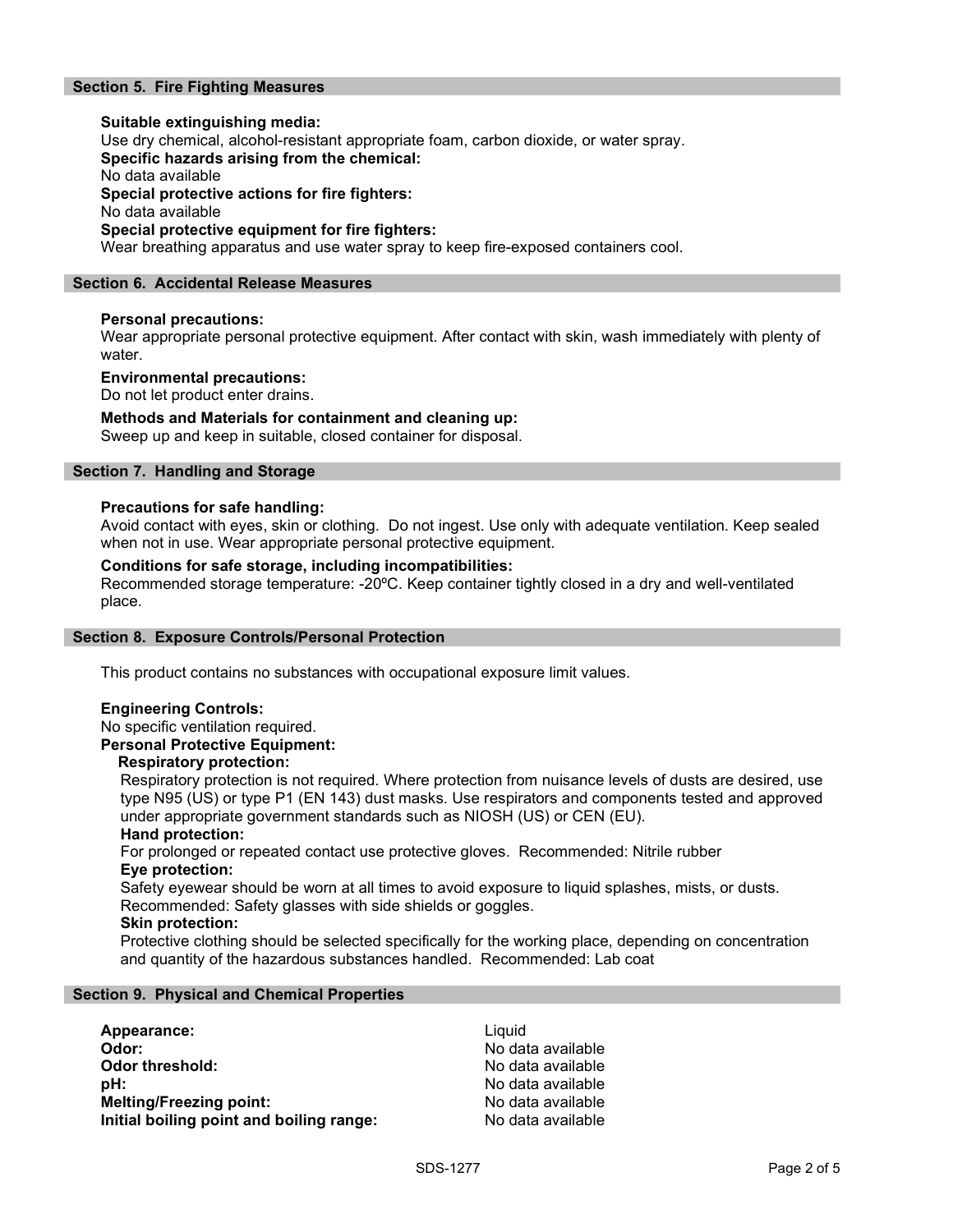## Section 5. Fire Fighting Measures

**Suitable extinguishing media:**
Use dry chemical, alcohol-resistant appropriate foam, carbon dioxide, or water spray.
**Specific hazards arising from the chemical:**
No data available
**Special protective actions for fire fighters:**
No data available
**Special protective equipment for fire fighters:**
Wear breathing apparatus and use water spray to keep fire-exposed containers cool.

## Section 6. Accidental Release Measures

**Personal precautions:**
Wear appropriate personal protective equipment. After contact with skin, wash immediately with plenty of water.

**Environmental precautions:**
Do not let product enter drains.

**Methods and Materials for containment and cleaning up:**
Sweep up and keep in suitable, closed container for disposal.

## Section 7. Handling and Storage

**Precautions for safe handling:**
Avoid contact with eyes, skin or clothing. Do not ingest. Use only with adequate ventilation. Keep sealed when not in use. Wear appropriate personal protective equipment.

**Conditions for safe storage, including incompatibilities:**
Recommended storage temperature: -20ºC. Keep container tightly closed in a dry and well-ventilated place.

## Section 8. Exposure Controls/Personal Protection

This product contains no substances with occupational exposure limit values.

**Engineering Controls:**
No specific ventilation required.
**Personal Protective Equipment:**
**Respiratory protection:**
Respiratory protection is not required. Where protection from nuisance levels of dusts are desired, use type N95 (US) or type P1 (EN 143) dust masks. Use respirators and components tested and approved under appropriate government standards such as NIOSH (US) or CEN (EU).
**Hand protection:**
For prolonged or repeated contact use protective gloves. Recommended: Nitrile rubber
**Eye protection:**
Safety eyewear should be worn at all times to avoid exposure to liquid splashes, mists, or dusts. Recommended: Safety glasses with side shields or goggles.
**Skin protection:**
Protective clothing should be selected specifically for the working place, depending on concentration and quantity of the hazardous substances handled. Recommended: Lab coat

## Section 9. Physical and Chemical Properties

| | |
|---|---|
| **Appearance:** | Liquid |
| **Odor:** | No data available |
| **Odor threshold:** | No data available |
| **pH:** | No data available |
| **Melting/Freezing point:** | No data available |
| **Initial boiling point and boiling range:** | No data available |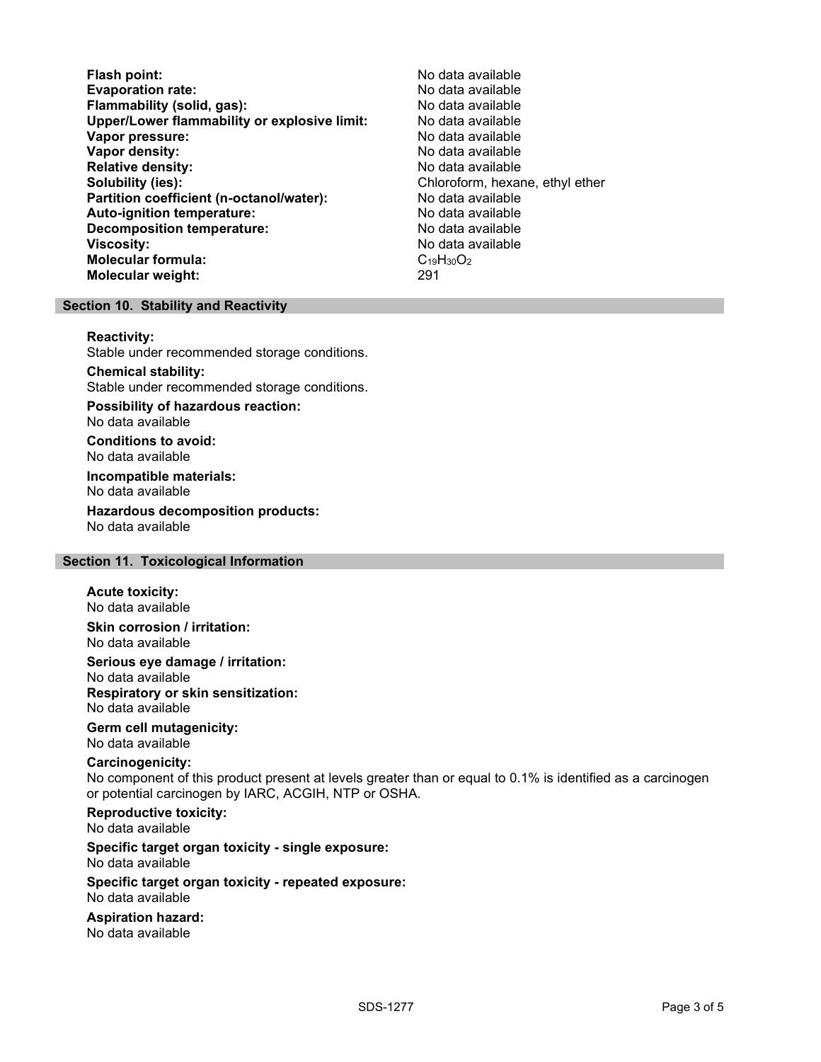| | |
|---|---|
| **Flash point:** | No data available |
| **Evaporation rate:** | No data available |
| **Flammability (solid, gas):** | No data available |
| **Upper/Lower flammability or explosive limit:** | No data available |
| **Vapor pressure:** | No data available |
| **Vapor density:** | No data available |
| **Relative density:** | No data available |
| **Solubility (ies):** | Chloroform, hexane, ethyl ether |
| **Partition coefficient (n-octanol/water):** | No data available |
| **Auto-ignition temperature:** | No data available |
| **Decomposition temperature:** | No data available |
| **Viscosity:** | No data available |
| **Molecular formula:** | $C_{19}H_{30}O_2$ |
| **Molecular weight:** | 291 |

## Section 10. Stability and Reactivity

**Reactivity:**
Stable under recommended storage conditions.

**Chemical stability:**
Stable under recommended storage conditions.

**Possibility of hazardous reaction:**
No data available

**Conditions to avoid:**
No data available

**Incompatible materials:**
No data available

**Hazardous decomposition products:**
No data available

## Section 11. Toxicological Information

**Acute toxicity:**
No data available

**Skin corrosion / irritation:**
No data available

**Serious eye damage / irritation:**
No data available

**Respiratory or skin sensitization:**
No data available

**Germ cell mutagenicity:**
No data available

**Carcinogenicity:**
No component of this product present at levels greater than or equal to 0.1% is identified as a carcinogen or potential carcinogen by IARC, ACGIH, NTP or OSHA.

**Reproductive toxicity:**
No data available

**Specific target organ toxicity - single exposure:**
No data available

**Specific target organ toxicity - repeated exposure:**
No data available

**Aspiration hazard:**
No data available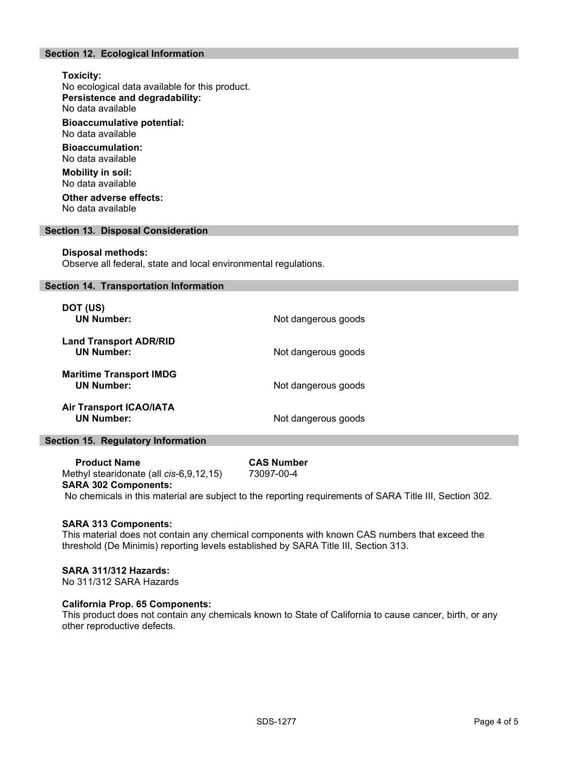## Section 12. Ecological Information

**Toxicity:**
No ecological data available for this product.

**Persistence and degradability:**
No data available

**Bioaccumulative potential:**
No data available

**Bioaccumulation:**
No data available

**Mobility in soil:**
No data available

**Other adverse effects:**
No data available

## Section 13. Disposal Consideration

**Disposal methods:**
Observe all federal, state and local environmental regulations.

## Section 14. Transportation Information

| | |
|---|---|
| **DOT (US)** | |
| **UN Number:** | Not dangerous goods |
| **Land Transport ADR/RID** | |
| **UN Number:** | Not dangerous goods |
| **Maritime Transport IMDG** | |
| **UN Number:** | Not dangerous goods |
| **Air Transport ICAO/IATA** | |
| **UN Number:** | Not dangerous goods |

## Section 15. Regulatory Information

| **Product Name** | **CAS Number** |
|---|---|
| Methyl stearidonate (all *cis*-6,9,12,15) | 73097-00-4 |

**SARA 302 Components:**
No chemicals in this material are subject to the reporting requirements of SARA Title III, Section 302.

**SARA 313 Components:**
This material does not contain any chemical components with known CAS numbers that exceed the threshold (De Minimis) reporting levels established by SARA Title III, Section 313.

**SARA 311/312 Hazards:**
No 311/312 SARA Hazards

**California Prop. 65 Components:**
This product does not contain any chemicals known to State of California to cause cancer, birth, or any other reproductive defects.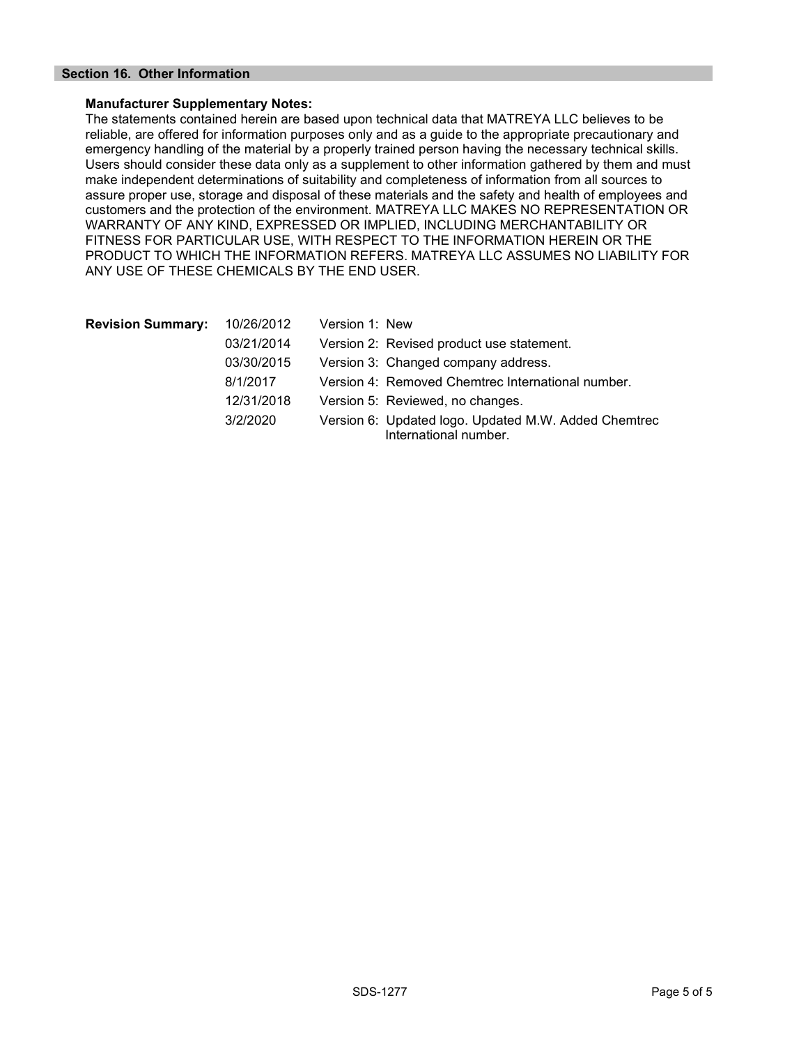## Section 16. Other Information

**Manufacturer Supplementary Notes:**

The statements contained herein are based upon technical data that MATREYA LLC believes to be reliable, are offered for information purposes only and as a guide to the appropriate precautionary and emergency handling of the material by a properly trained person having the necessary technical skills. Users should consider these data only as a supplement to other information gathered by them and must make independent determinations of suitability and completeness of information from all sources to assure proper use, storage and disposal of these materials and the safety and health of employees and customers and the protection of the environment. MATREYA LLC MAKES NO REPRESENTATION OR WARRANTY OF ANY KIND, EXPRESSED OR IMPLIED, INCLUDING MERCHANTABILITY OR FITNESS FOR PARTICULAR USE, WITH RESPECT TO THE INFORMATION HEREIN OR THE PRODUCT TO WHICH THE INFORMATION REFERS. MATREYA LLC ASSUMES NO LIABILITY FOR ANY USE OF THESE CHEMICALS BY THE END USER.

| | | |
|---|---|---|
| **Revision Summary:** | 10/26/2012 | Version 1: New |
| | 03/21/2014 | Version 2: Revised product use statement. |
| | 03/30/2015 | Version 3: Changed company address. |
| | 8/1/2017 | Version 4: Removed Chemtrec International number. |
| | 12/31/2018 | Version 5: Reviewed, no changes. |
| | 3/2/2020 | Version 6: Updated logo. Updated M.W. Added Chemtrec International number. |

SDS-1277